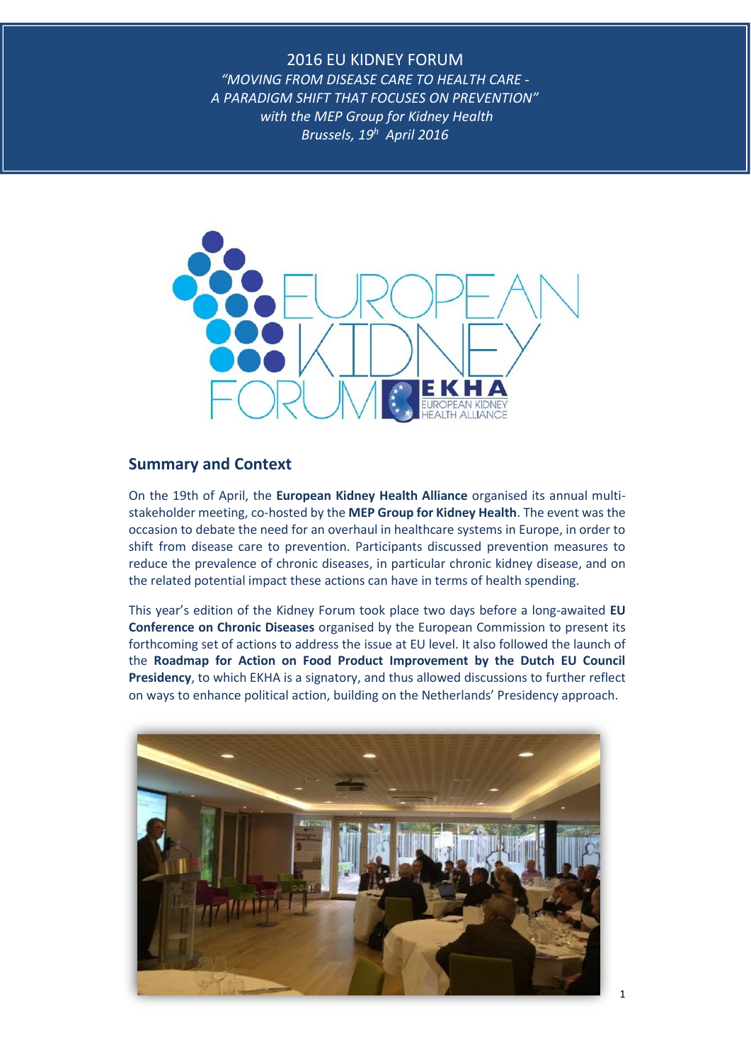# 2016 EU KIDNEY FORUM

*"MOVING FROM DISEASE CARE TO HEALTH CARE - A PARADIGM SHIFT THAT FOCUSES ON PREVENTION"*

*with the MEP Group for Kidney Health*

*Brussels, 19h April 2016*

## Summary and Context

On the 19th of April, the **European Kidney Health Alliance** organised its annual multi-stakeholder meeting, co-hosted by the **MEP Group for Kidney Health**. The event was the occasion to debate the need for an overhaul in healthcare systems in Europe, in order to shift from disease care to prevention. Participants discussed prevention measures to reduce the prevalence of chronic diseases, in particular chronic kidney disease, and on the related potential impact these actions can have in terms of health spending.

This year's edition of the Kidney Forum took place two days before a long-awaited **EU Conference on Chronic Diseases** organised by the European Commission to present its forthcoming set of actions to address the issue at EU level. It also followed the launch of the **Roadmap for Action on Food Product Improvement by the Dutch EU Council Presidency**, to which EKHA is a signatory, and thus allowed discussions to further reflect on ways to enhance political action, building on the Netherlands' Presidency approach.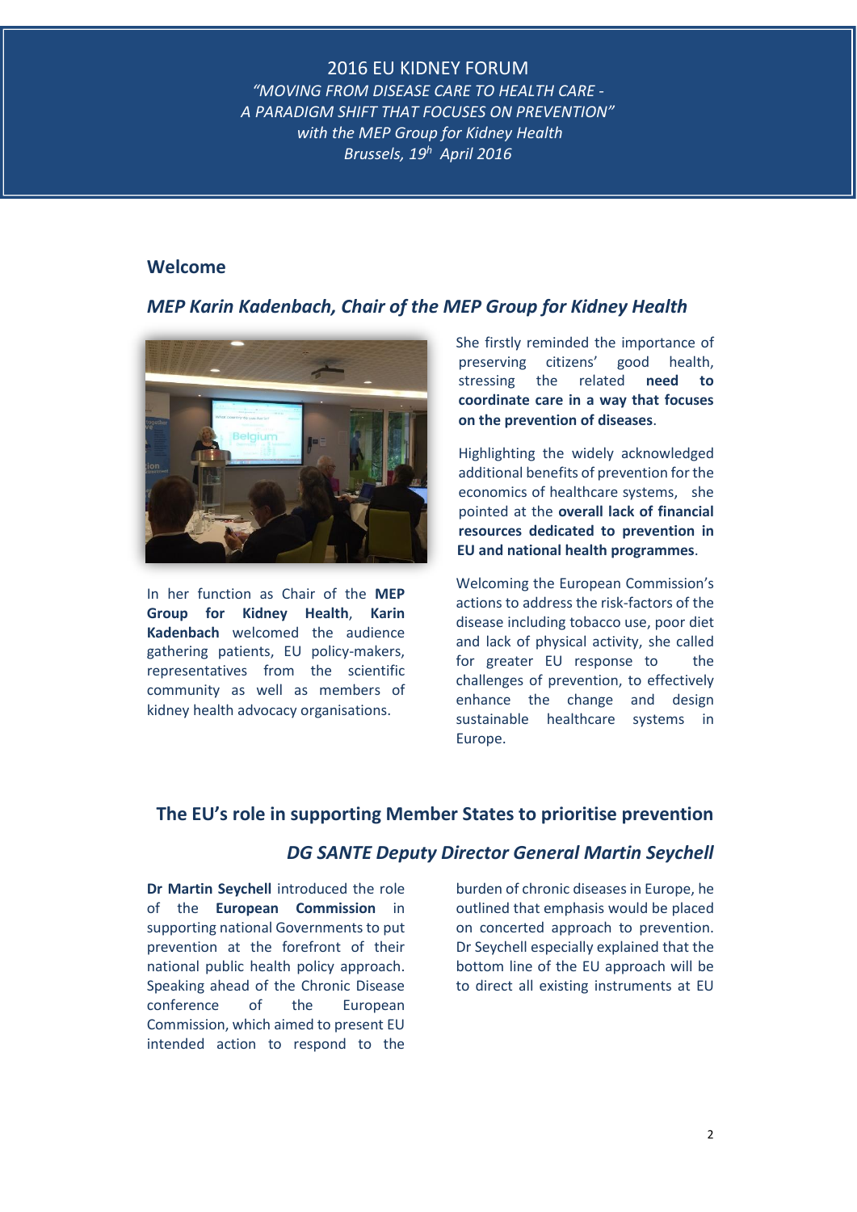2016 EU KIDNEY FORUM

*"MOVING FROM DISEASE CARE TO HEALTH CARE - A PARADIGM SHIFT THAT FOCUSES ON PREVENTION"*

*with the MEP Group for Kidney Health*

*Brussels, 19h April 2016*

## Welcome

### *MEP Karin Kadenbach, Chair of the MEP Group for Kidney Health*

In her function as Chair of the **MEP Group for Kidney Health**, **Karin Kadenbach** welcomed the audience gathering patients, EU policy-makers, representatives from the scientific community as well as members of kidney health advocacy organisations.

She firstly reminded the importance of preserving citizens' good health, stressing the related **need to coordinate care in a way that focuses on the prevention of diseases**.

Highlighting the widely acknowledged additional benefits of prevention for the economics of healthcare systems, she pointed at the **overall lack of financial resources dedicated to prevention in EU and national health programmes**.

Welcoming the European Commission's actions to address the risk-factors of the disease including tobacco use, poor diet and lack of physical activity, she called for greater EU response to the challenges of prevention, to effectively enhance the change and design sustainable healthcare systems in Europe.

## The EU's role in supporting Member States to prioritise prevention

### *DG SANTE Deputy Director General Martin Seychell*

**Dr Martin Seychell** introduced the role of the **European Commission** in supporting national Governments to put prevention at the forefront of their national public health policy approach. Speaking ahead of the Chronic Disease conference of the European Commission, which aimed to present EU intended action to respond to the burden of chronic diseases in Europe, he outlined that emphasis would be placed on concerted approach to prevention. Dr Seychell especially explained that the bottom line of the EU approach will be to direct all existing instruments at EU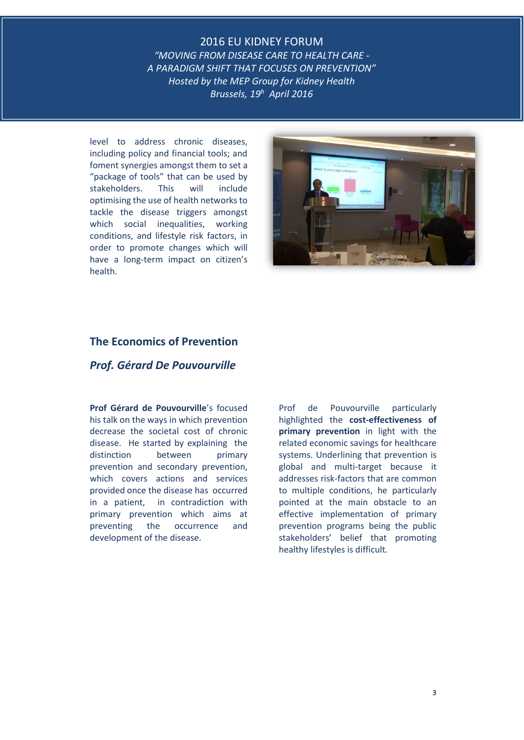level to address chronic diseases, including policy and financial tools; and foment synergies amongst them to set a "package of tools" that can be used by stakeholders. This will include optimising the use of health networks to tackle the disease triggers amongst which social inequalities, working conditions, and lifestyle risk factors, in order to promote changes which will have a long-term impact on citizen's health.

## The Economics of Prevention

### *Prof. Gérard De Pouvourville*

**Prof Gérard de Pouvourville**'s focused his talk on the ways in which prevention decrease the societal cost of chronic disease. He started by explaining the distinction between primary prevention and secondary prevention, which covers actions and services provided once the disease has occurred in a patient, in contradiction with primary prevention which aims at preventing the occurrence and development of the disease.

Prof de Pouvourville particularly highlighted the **cost-effectiveness of primary prevention** in light with the related economic savings for healthcare systems. Underlining that prevention is global and multi-target because it addresses risk-factors that are common to multiple conditions, he particularly pointed at the main obstacle to an effective implementation of primary prevention programs being the public stakeholders' belief that promoting healthy lifestyles is difficult.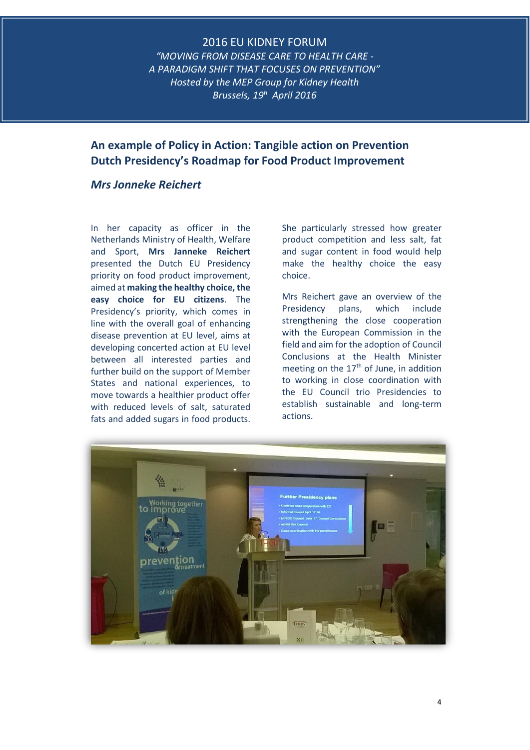2016 EU KIDNEY FORUM

*"MOVING FROM DISEASE CARE TO HEALTH CARE - A PARADIGM SHIFT THAT FOCUSES ON PREVENTION"*

*Hosted by the MEP Group for Kidney Health*

*Brussels, 19h April 2016*

## An example of Policy in Action: Tangible action on Prevention Dutch Presidency's Roadmap for Food Product Improvement

### *Mrs Jonneke Reichert*

In her capacity as officer in the Netherlands Ministry of Health, Welfare and Sport, **Mrs Janneke Reichert** presented the Dutch EU Presidency priority on food product improvement, aimed at **making the healthy choice, the easy choice for EU citizens**. The Presidency's priority, which comes in line with the overall goal of enhancing disease prevention at EU level, aims at developing concerted action at EU level between all interested parties and further build on the support of Member States and national experiences, to move towards a healthier product offer with reduced levels of salt, saturated fats and added sugars in food products.

She particularly stressed how greater product competition and less salt, fat and sugar content in food would help make the healthy choice the easy choice.

Mrs Reichert gave an overview of the Presidency plans, which include strengthening the close cooperation with the European Commission in the field and aim for the adoption of Council Conclusions at the Health Minister meeting on the 17th of June, in addition to working in close coordination with the EU Council trio Presidencies to establish sustainable and long-term actions.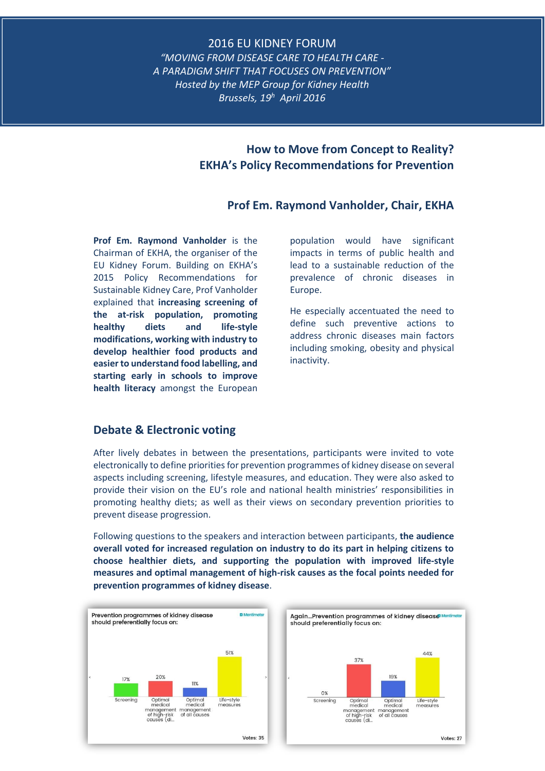2016 EU KIDNEY FORUM

*"MOVING FROM DISEASE CARE TO HEALTH CARE - A PARADIGM SHIFT THAT FOCUSES ON PREVENTION"*

*Hosted by the MEP Group for Kidney Health*

*Brussels, 19h April 2016*

## How to Move from Concept to Reality? EKHA's Policy Recommendations for Prevention

### Prof Em. Raymond Vanholder, Chair, EKHA

**Prof Em. Raymond Vanholder** is the Chairman of EKHA, the organiser of the EU Kidney Forum. Building on EKHA's 2015 Policy Recommendations for Sustainable Kidney Care, Prof Vanholder explained that **increasing screening of the at-risk population, promoting healthy diets and life-style modifications, working with industry to develop healthier food products and easier to understand food labelling, and starting early in schools to improve health literacy** amongst the European population would have significant impacts in terms of public health and lead to a sustainable reduction of the prevalence of chronic diseases in Europe.

He especially accentuated the need to define such preventive actions to address chronic diseases main factors including smoking, obesity and physical inactivity.

## Debate & Electronic voting

After lively debates in between the presentations, participants were invited to vote electronically to define priorities for prevention programmes of kidney disease on several aspects including screening, lifestyle measures, and education. They were also asked to provide their vision on the EU's role and national health ministries' responsibilities in promoting healthy diets; as well as their views on secondary prevention priorities to prevent disease progression.

Following questions to the speakers and interaction between participants, **the audience overall voted for increased regulation on industry to do its part in helping citizens to choose healthier diets, and supporting the population with improved life-style measures and optimal management of high-risk causes as the focal points needed for prevention programmes of kidney disease**.

Prevention programmes of kidney disease should preferentially focus on:

Mentimeter

17%
20%
11%
51%

Screening
Optimal medical management of high-risk causes (di...
Optimal medical management of all causes
Life-style measures

Votes: 35

Again...Prevention programmes of kidney disease should preferentially focus on:

Mentimeter

0%
37%
19%
44%

Screening
Optimal medical management of high-risk causes (di...
Optimal medical management of all causes
Life-style measures

Votes: 27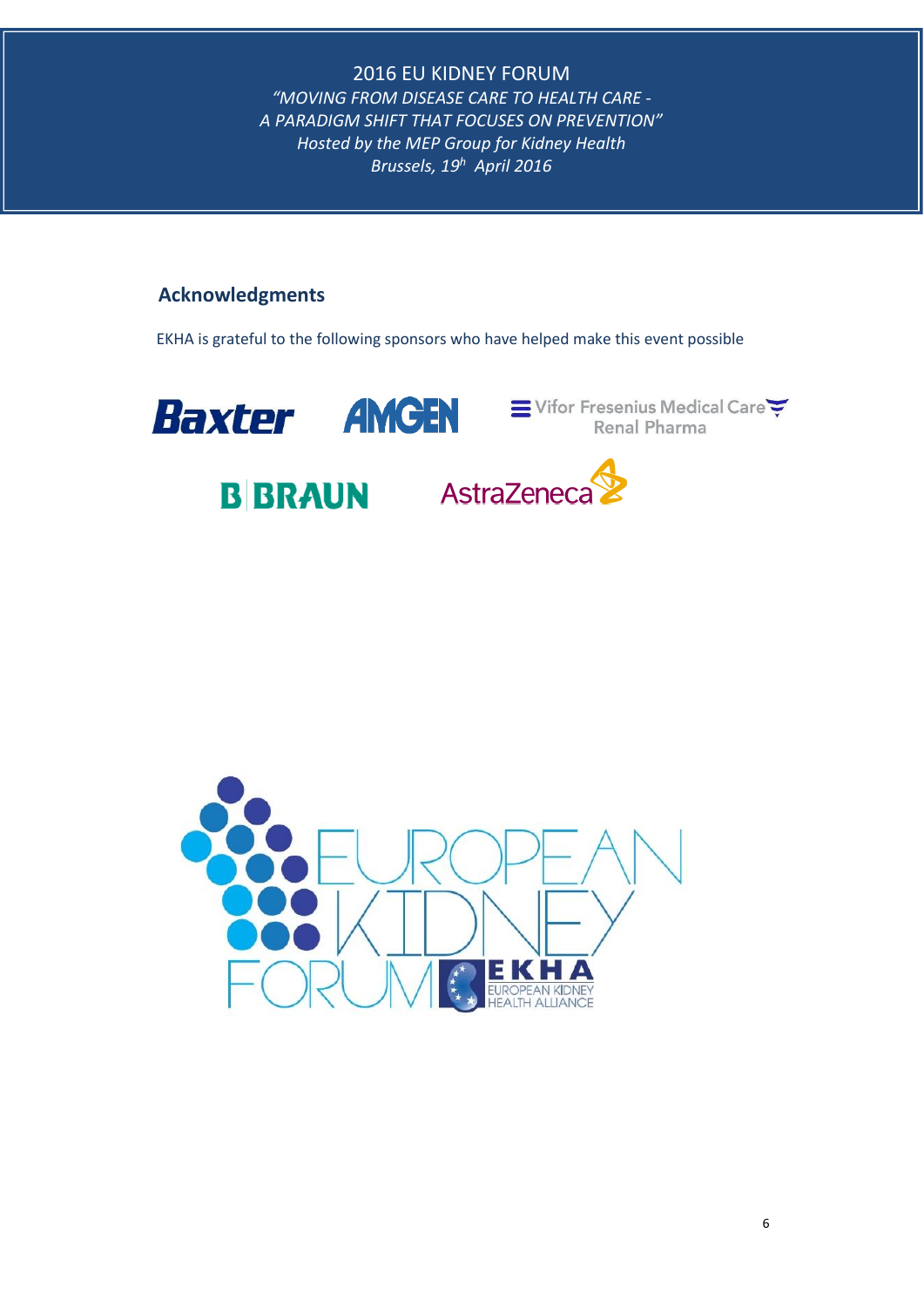2016 EU KIDNEY FORUM

*"MOVING FROM DISEASE CARE TO HEALTH CARE - A PARADIGM SHIFT THAT FOCUSES ON PREVENTION"*

*Hosted by the MEP Group for Kidney Health*

*Brussels, 19h April 2016*

## Acknowledgments

EKHA is grateful to the following sponsors who have helped make this event possible

Baxter AMGEN Vifor Fresenius Medical Care Renal Pharma

B BRAUN AstraZeneca

EUROPEAN KIDNEY FORUM EKHA EUROPEAN KIDNEY HEALTH ALLIANCE